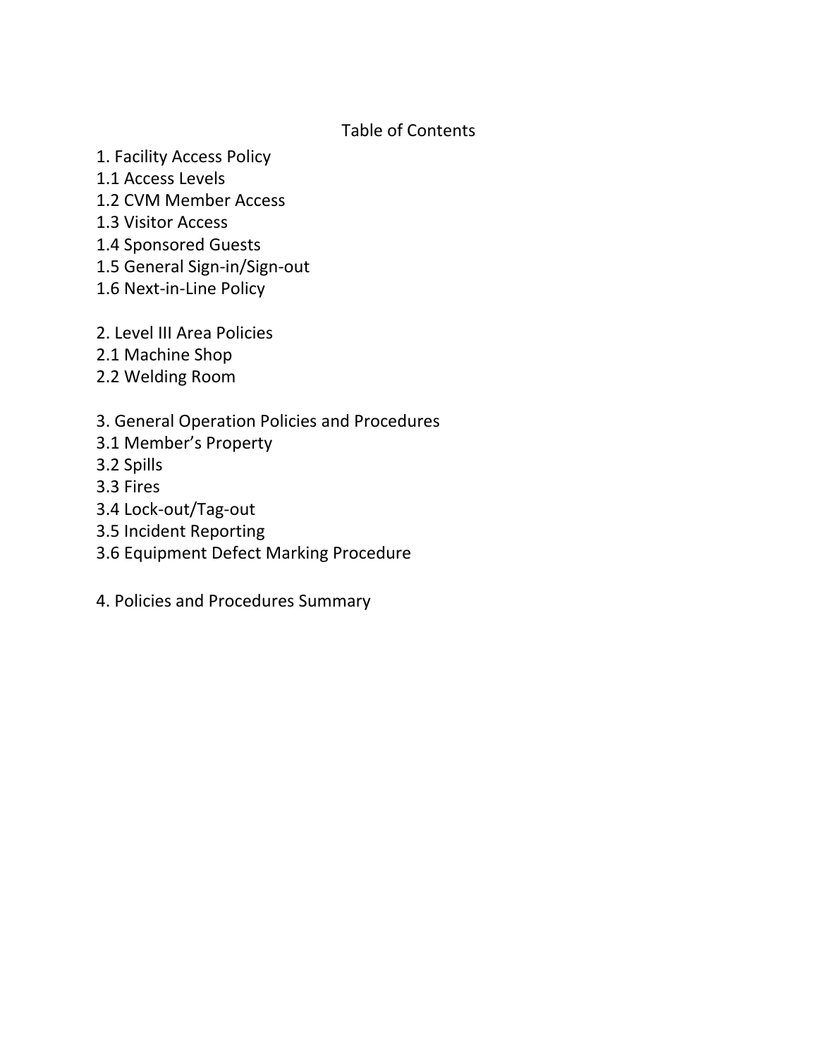# Table of Contents

1. Facility Access Policy
1.1 Access Levels
1.2 CVM Member Access
1.3 Visitor Access
1.4 Sponsored Guests
1.5 General Sign-in/Sign-out
1.6 Next-in-Line Policy

2. Level III Area Policies
2.1 Machine Shop
2.2 Welding Room

3. General Operation Policies and Procedures
3.1 Member's Property
3.2 Spills
3.3 Fires
3.4 Lock-out/Tag-out
3.5 Incident Reporting
3.6 Equipment Defect Marking Procedure

4. Policies and Procedures Summary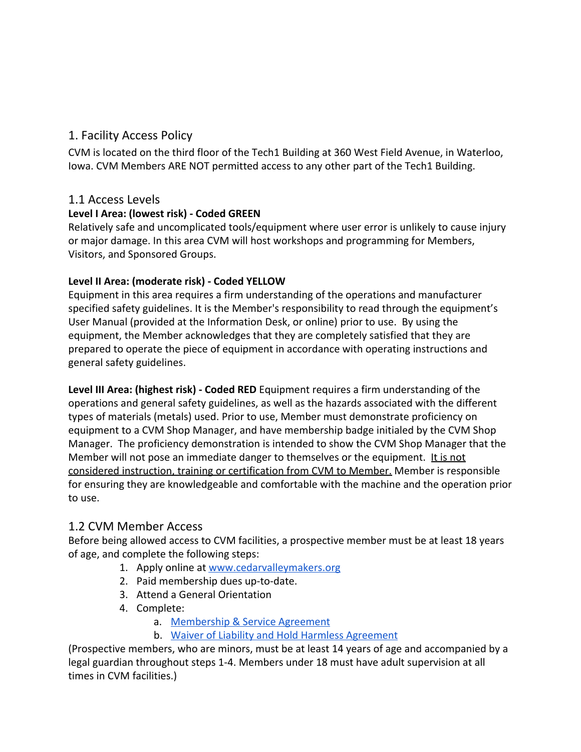## 1. Facility Access Policy

CVM is located on the third floor of the Tech1 Building at 360 West Field Avenue, in Waterloo, Iowa. CVM Members ARE NOT permitted access to any other part of the Tech1 Building.

### 1.1 Access Levels

**Level I Area: (lowest risk) - Coded GREEN**
Relatively safe and uncomplicated tools/equipment where user error is unlikely to cause injury or major damage. In this area CVM will host workshops and programming for Members, Visitors, and Sponsored Groups.

**Level II Area: (moderate risk) - Coded YELLOW**
Equipment in this area requires a firm understanding of the operations and manufacturer specified safety guidelines. It is the Member's responsibility to read through the equipment's User Manual (provided at the Information Desk, or online) prior to use. By using the equipment, the Member acknowledges that they are completely satisfied that they are prepared to operate the piece of equipment in accordance with operating instructions and general safety guidelines.

**Level III Area: (highest risk) - Coded RED** Equipment requires a firm understanding of the operations and general safety guidelines, as well as the hazards associated with the different types of materials (metals) used. Prior to use, Member must demonstrate proficiency on equipment to a CVM Shop Manager, and have membership badge initialed by the CVM Shop Manager. The proficiency demonstration is intended to show the CVM Shop Manager that the Member will not pose an immediate danger to themselves or the equipment. It is not considered instruction, training or certification from CVM to Member. Member is responsible for ensuring they are knowledgeable and comfortable with the machine and the operation prior to use.

### 1.2 CVM Member Access

Before being allowed access to CVM facilities, a prospective member must be at least 18 years of age, and complete the following steps:

1. Apply online at [www.cedarvalleymakers.org](www.cedarvalleymakers.org)
2. Paid membership dues up-to-date.
3. Attend a General Orientation
4. Complete:
   a. Membership & Service Agreement
   b. Waiver of Liability and Hold Harmless Agreement

(Prospective members, who are minors, must be at least 14 years of age and accompanied by a legal guardian throughout steps 1-4. Members under 18 must have adult supervision at all times in CVM facilities.)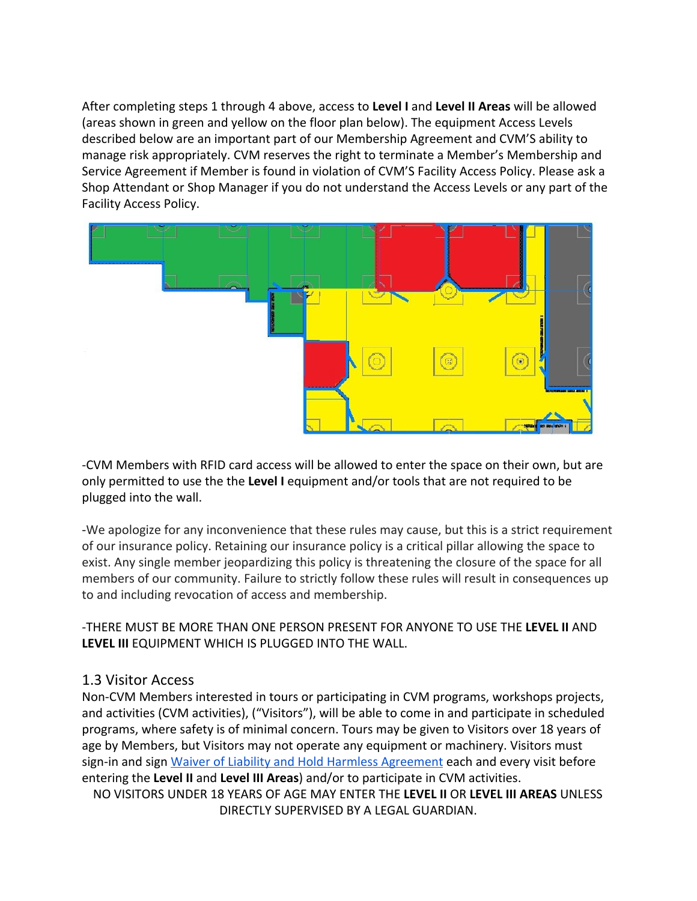After completing steps 1 through 4 above, access to **Level I** and **Level II Areas** will be allowed (areas shown in green and yellow on the floor plan below). The equipment Access Levels described below are an important part of our Membership Agreement and CVM'S ability to manage risk appropriately. CVM reserves the right to terminate a Member's Membership and Service Agreement if Member is found in violation of CVM'S Facility Access Policy. Please ask a Shop Attendant or Shop Manager if you do not understand the Access Levels or any part of the Facility Access Policy.

-CVM Members with RFID card access will be allowed to enter the space on their own, but are only permitted to use the the **Level I** equipment and/or tools that are not required to be plugged into the wall.

-We apologize for any inconvenience that these rules may cause, but this is a strict requirement of our insurance policy. Retaining our insurance policy is a critical pillar allowing the space to exist. Any single member jeopardizing this policy is threatening the closure of the space for all members of our community. Failure to strictly follow these rules will result in consequences up to and including revocation of access and membership.

-THERE MUST BE MORE THAN ONE PERSON PRESENT FOR ANYONE TO USE THE **LEVEL II** AND **LEVEL III** EQUIPMENT WHICH IS PLUGGED INTO THE WALL.

## 1.3 Visitor Access

Non-CVM Members interested in tours or participating in CVM programs, workshops projects, and activities (CVM activities), ("Visitors"), will be able to come in and participate in scheduled programs, where safety is of minimal concern. Tours may be given to Visitors over 18 years of age by Members, but Visitors may not operate any equipment or machinery. Visitors must sign-in and sign Waiver of Liability and Hold Harmless Agreement each and every visit before entering the **Level II** and **Level III Areas**) and/or to participate in CVM activities.

NO VISITORS UNDER 18 YEARS OF AGE MAY ENTER THE **LEVEL II** OR **LEVEL III AREAS** UNLESS DIRECTLY SUPERVISED BY A LEGAL GUARDIAN.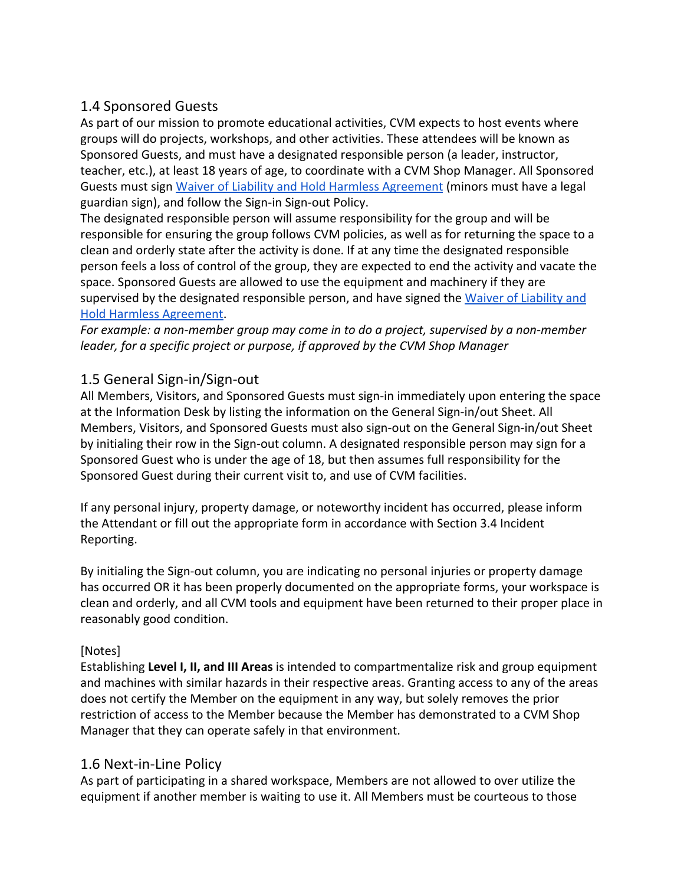## 1.4 Sponsored Guests

As part of our mission to promote educational activities, CVM expects to host events where groups will do projects, workshops, and other activities. These attendees will be known as Sponsored Guests, and must have a designated responsible person (a leader, instructor, teacher, etc.), at least 18 years of age, to coordinate with a CVM Shop Manager. All Sponsored Guests must sign Waiver of Liability and Hold Harmless Agreement (minors must have a legal guardian sign), and follow the Sign-in Sign-out Policy.

The designated responsible person will assume responsibility for the group and will be responsible for ensuring the group follows CVM policies, as well as for returning the space to a clean and orderly state after the activity is done. If at any time the designated responsible person feels a loss of control of the group, they are expected to end the activity and vacate the space. Sponsored Guests are allowed to use the equipment and machinery if they are supervised by the designated responsible person, and have signed the Waiver of Liability and Hold Harmless Agreement.

*For example: a non-member group may come in to do a project, supervised by a non-member leader, for a specific project or purpose, if approved by the CVM Shop Manager*

## 1.5 General Sign-in/Sign-out

All Members, Visitors, and Sponsored Guests must sign-in immediately upon entering the space at the Information Desk by listing the information on the General Sign-in/out Sheet. All Members, Visitors, and Sponsored Guests must also sign-out on the General Sign-in/out Sheet by initialing their row in the Sign-out column. A designated responsible person may sign for a Sponsored Guest who is under the age of 18, but then assumes full responsibility for the Sponsored Guest during their current visit to, and use of CVM facilities.

If any personal injury, property damage, or noteworthy incident has occurred, please inform the Attendant or fill out the appropriate form in accordance with Section 3.4 Incident Reporting.

By initialing the Sign-out column, you are indicating no personal injuries or property damage has occurred OR it has been properly documented on the appropriate forms, your workspace is clean and orderly, and all CVM tools and equipment have been returned to their proper place in reasonably good condition.

[Notes]

Establishing **Level I, II, and III Areas** is intended to compartmentalize risk and group equipment and machines with similar hazards in their respective areas. Granting access to any of the areas does not certify the Member on the equipment in any way, but solely removes the prior restriction of access to the Member because the Member has demonstrated to a CVM Shop Manager that they can operate safely in that environment.

## 1.6 Next-in-Line Policy

As part of participating in a shared workspace, Members are not allowed to over utilize the equipment if another member is waiting to use it. All Members must be courteous to those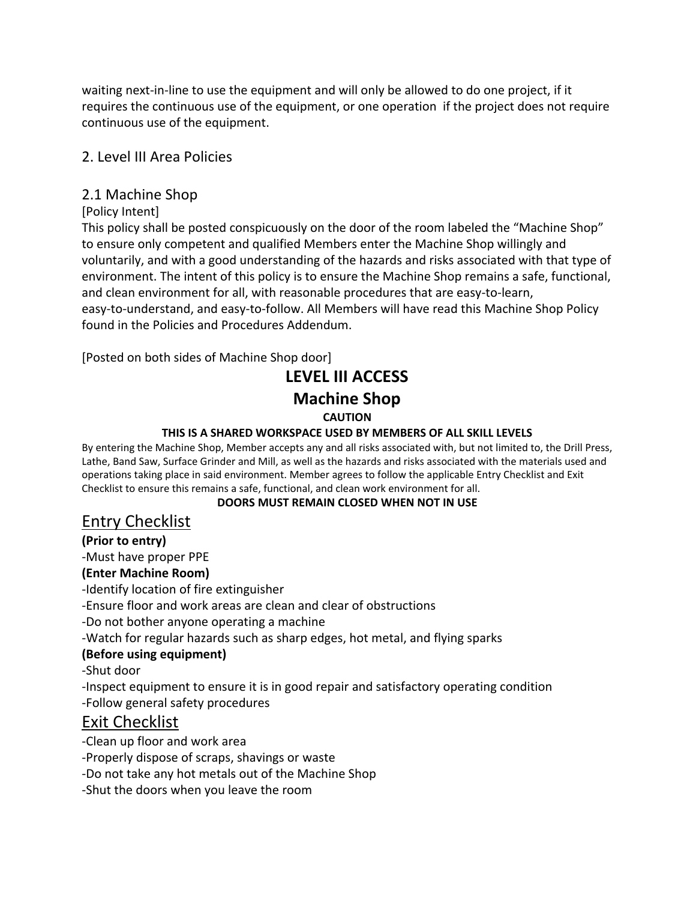waiting next-in-line to use the equipment and will only be allowed to do one project, if it requires the continuous use of the equipment, or one operation if the project does not require continuous use of the equipment.

## 2. Level III Area Policies

### 2.1 Machine Shop

[Policy Intent]

This policy shall be posted conspicuously on the door of the room labeled the "Machine Shop" to ensure only competent and qualified Members enter the Machine Shop willingly and voluntarily, and with a good understanding of the hazards and risks associated with that type of environment. The intent of this policy is to ensure the Machine Shop remains a safe, functional, and clean environment for all, with reasonable procedures that are easy-to-learn, easy-to-understand, and easy-to-follow. All Members will have read this Machine Shop Policy found in the Policies and Procedures Addendum.

[Posted on both sides of Machine Shop door]

# LEVEL III ACCESS

# Machine Shop

**CAUTION**

**THIS IS A SHARED WORKSPACE USED BY MEMBERS OF ALL SKILL LEVELS**

By entering the Machine Shop, Member accepts any and all risks associated with, but not limited to, the Drill Press, Lathe, Band Saw, Surface Grinder and Mill, as well as the hazards and risks associated with the materials used and operations taking place in said environment. Member agrees to follow the applicable Entry Checklist and Exit Checklist to ensure this remains a safe, functional, and clean work environment for all.

**DOORS MUST REMAIN CLOSED WHEN NOT IN USE**

## Entry Checklist

**(Prior to entry)**

-Must have proper PPE

**(Enter Machine Room)**

-Identify location of fire extinguisher

-Ensure floor and work areas are clean and clear of obstructions

-Do not bother anyone operating a machine

-Watch for regular hazards such as sharp edges, hot metal, and flying sparks

**(Before using equipment)**

-Shut door

-Inspect equipment to ensure it is in good repair and satisfactory operating condition

-Follow general safety procedures

## Exit Checklist

-Clean up floor and work area

-Properly dispose of scraps, shavings or waste

-Do not take any hot metals out of the Machine Shop

-Shut the doors when you leave the room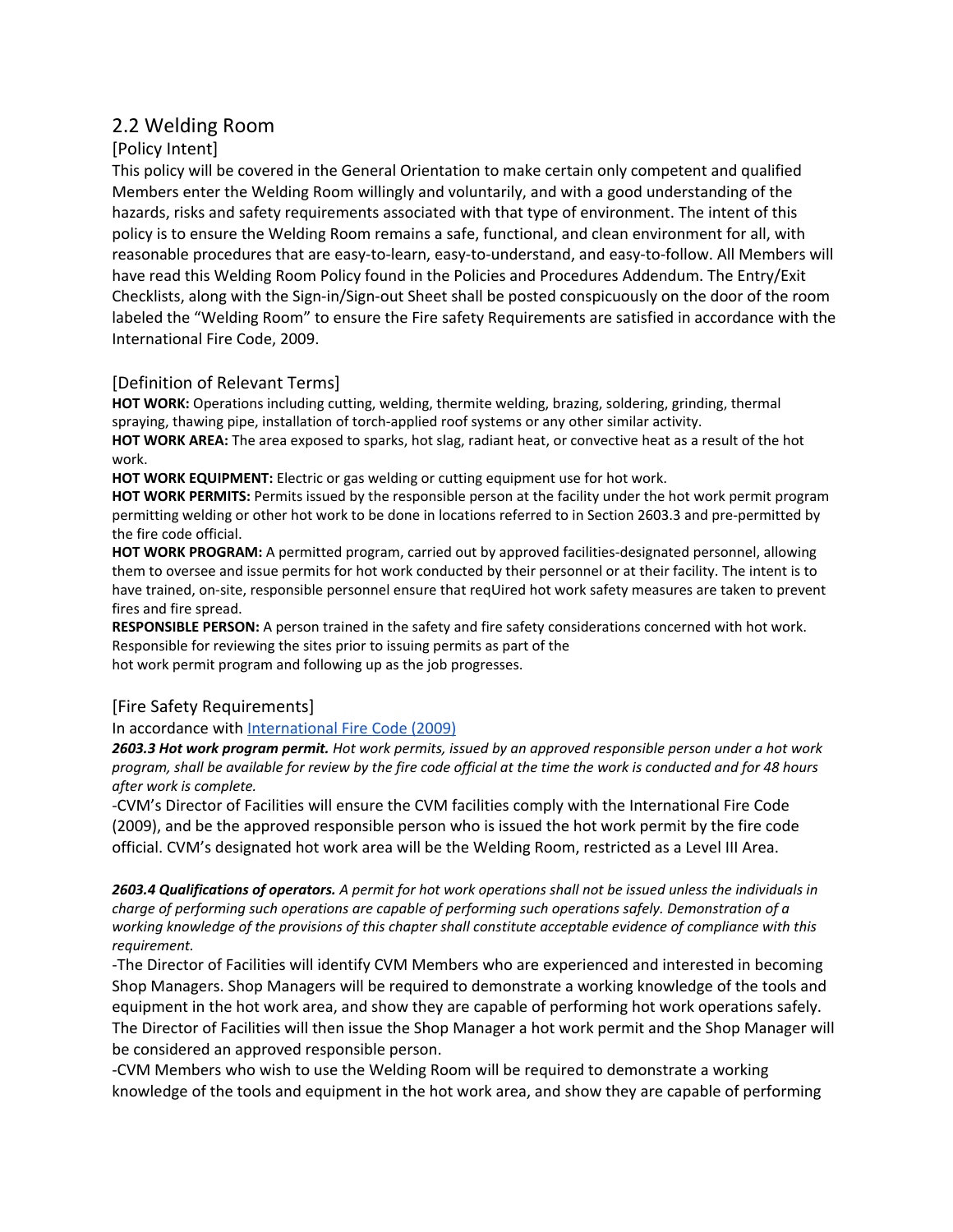## 2.2 Welding Room

[Policy Intent]

This policy will be covered in the General Orientation to make certain only competent and qualified Members enter the Welding Room willingly and voluntarily, and with a good understanding of the hazards, risks and safety requirements associated with that type of environment. The intent of this policy is to ensure the Welding Room remains a safe, functional, and clean environment for all, with reasonable procedures that are easy-to-learn, easy-to-understand, and easy-to-follow. All Members will have read this Welding Room Policy found in the Policies and Procedures Addendum. The Entry/Exit Checklists, along with the Sign-in/Sign-out Sheet shall be posted conspicuously on the door of the room labeled the "Welding Room" to ensure the Fire safety Requirements are satisfied in accordance with the International Fire Code, 2009.

[Definition of Relevant Terms]

**HOT WORK:** Operations including cutting, welding, thermite welding, brazing, soldering, grinding, thermal spraying, thawing pipe, installation of torch-applied roof systems or any other similar activity.

**HOT WORK AREA:** The area exposed to sparks, hot slag, radiant heat, or convective heat as a result of the hot work.

**HOT WORK EQUIPMENT:** Electric or gas welding or cutting equipment use for hot work.

**HOT WORK PERMITS:** Permits issued by the responsible person at the facility under the hot work permit program permitting welding or other hot work to be done in locations referred to in Section 2603.3 and pre-permitted by the fire code official.

**HOT WORK PROGRAM:** A permitted program, carried out by approved facilities-designated personnel, allowing them to oversee and issue permits for hot work conducted by their personnel or at their facility. The intent is to have trained, on-site, responsible personnel ensure that reqUired hot work safety measures are taken to prevent fires and fire spread.

**RESPONSIBLE PERSON:** A person trained in the safety and fire safety considerations concerned with hot work. Responsible for reviewing the sites prior to issuing permits as part of the hot work permit program and following up as the job progresses.

[Fire Safety Requirements]

In accordance with International Fire Code (2009)

***2603.3 Hot work program permit.*** *Hot work permits, issued by an approved responsible person under a hot work program, shall be available for review by the fire code official at the time the work is conducted and for 48 hours after work is complete.*

-CVM's Director of Facilities will ensure the CVM facilities comply with the International Fire Code (2009), and be the approved responsible person who is issued the hot work permit by the fire code official. CVM's designated hot work area will be the Welding Room, restricted as a Level III Area.

***2603.4 Qualifications of operators.*** *A permit for hot work operations shall not be issued unless the individuals in charge of performing such operations are capable of performing such operations safely. Demonstration of a working knowledge of the provisions of this chapter shall constitute acceptable evidence of compliance with this requirement.*

-The Director of Facilities will identify CVM Members who are experienced and interested in becoming Shop Managers. Shop Managers will be required to demonstrate a working knowledge of the tools and equipment in the hot work area, and show they are capable of performing hot work operations safely. The Director of Facilities will then issue the Shop Manager a hot work permit and the Shop Manager will be considered an approved responsible person.

-CVM Members who wish to use the Welding Room will be required to demonstrate a working knowledge of the tools and equipment in the hot work area, and show they are capable of performing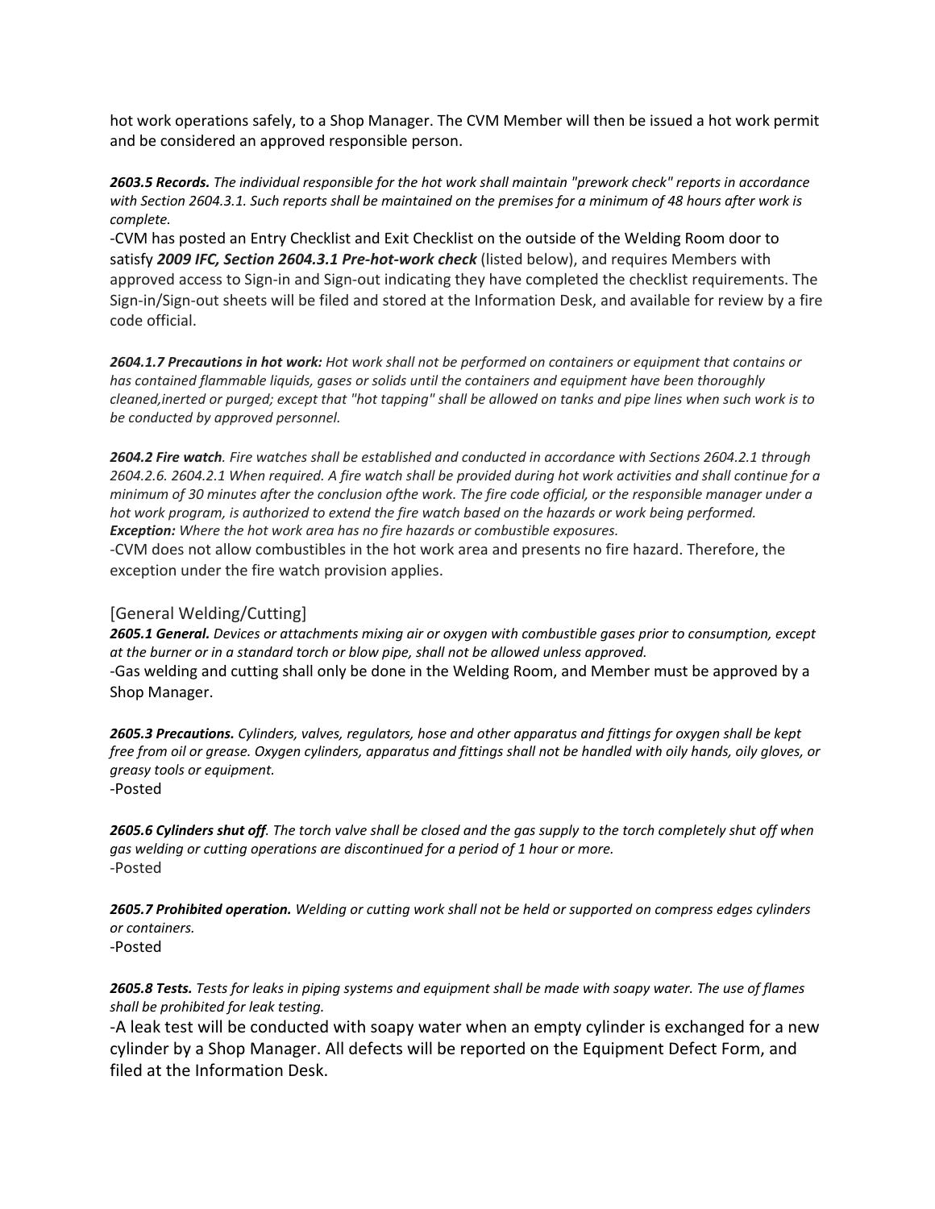hot work operations safely, to a Shop Manager. The CVM Member will then be issued a hot work permit and be considered an approved responsible person.

***2603.5 Records.*** *The individual responsible for the hot work shall maintain "prework check" reports in accordance with Section 2604.3.1. Such reports shall be maintained on the premises for a minimum of 48 hours after work is complete.*

-CVM has posted an Entry Checklist and Exit Checklist on the outside of the Welding Room door to satisfy ***2009 IFC, Section 2604.3.1 Pre-hot-work check*** (listed below), and requires Members with approved access to Sign-in and Sign-out indicating they have completed the checklist requirements. The Sign-in/Sign-out sheets will be filed and stored at the Information Desk, and available for review by a fire code official.

***2604.1.7 Precautions in hot work:*** *Hot work shall not be performed on containers or equipment that contains or has contained flammable liquids, gases or solids until the containers and equipment have been thoroughly cleaned,inerted or purged; except that "hot tapping" shall be allowed on tanks and pipe lines when such work is to be conducted by approved personnel.*

***2604.2 Fire watch****. Fire watches shall be established and conducted in accordance with Sections 2604.2.1 through 2604.2.6. 2604.2.1 When required. A fire watch shall be provided during hot work activities and shall continue for a minimum of 30 minutes after the conclusion ofthe work. The fire code official, or the responsible manager under a hot work program, is authorized to extend the fire watch based on the hazards or work being performed.*
***Exception:*** *Where the hot work area has no fire hazards or combustible exposures.*

-CVM does not allow combustibles in the hot work area and presents no fire hazard. Therefore, the exception under the fire watch provision applies.

## [General Welding/Cutting]

***2605.1 General.*** *Devices or attachments mixing air or oxygen with combustible gases prior to consumption, except at the burner or in a standard torch or blow pipe, shall not be allowed unless approved.*

-Gas welding and cutting shall only be done in the Welding Room, and Member must be approved by a Shop Manager.

***2605.3 Precautions.*** *Cylinders, valves, regulators, hose and other apparatus and fittings for oxygen shall be kept free from oil or grease. Oxygen cylinders, apparatus and fittings shall not be handled with oily hands, oily gloves, or greasy tools or equipment.*

-Posted

***2605.6 Cylinders shut off****. The torch valve shall be closed and the gas supply to the torch completely shut off when gas welding or cutting operations are discontinued for a period of 1 hour or more.*

-Posted

***2605.7 Prohibited operation.*** *Welding or cutting work shall not be held or supported on compress edges cylinders or containers.*

-Posted

***2605.8 Tests.*** *Tests for leaks in piping systems and equipment shall be made with soapy water. The use of flames shall be prohibited for leak testing.*

-A leak test will be conducted with soapy water when an empty cylinder is exchanged for a new cylinder by a Shop Manager. All defects will be reported on the Equipment Defect Form, and filed at the Information Desk.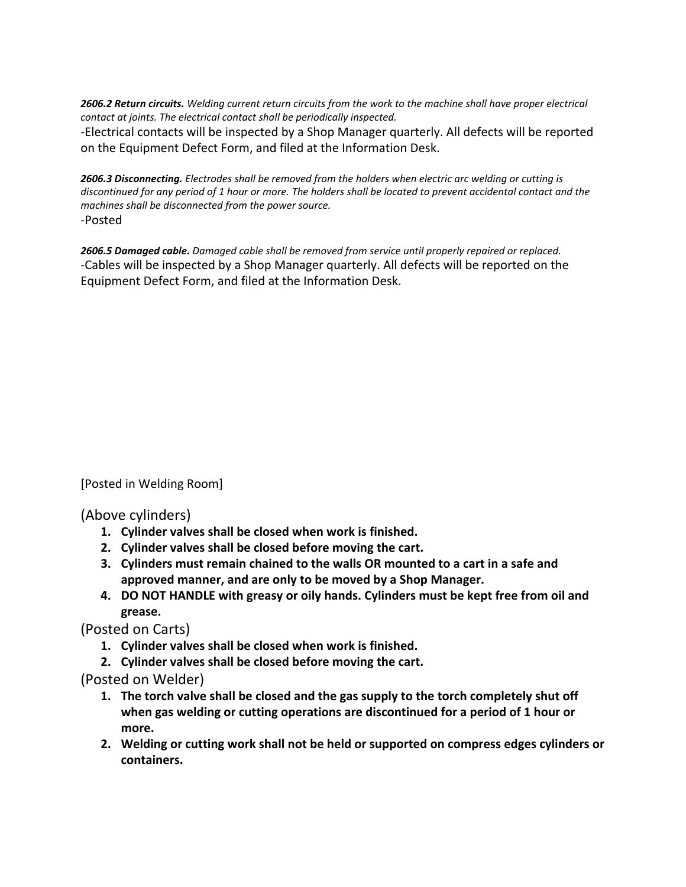***2606.2 Return circuits.*** *Welding current return circuits from the work to the machine shall have proper electrical contact at joints. The electrical contact shall be periodically inspected.*

-Electrical contacts will be inspected by a Shop Manager quarterly. All defects will be reported on the Equipment Defect Form, and filed at the Information Desk.

***2606.3 Disconnecting.*** *Electrodes shall be removed from the holders when electric arc welding or cutting is discontinued for any period of 1 hour or more. The holders shall be located to prevent accidental contact and the machines shall be disconnected from the power source.*

-Posted

***2606.5 Damaged cable.*** *Damaged cable shall be removed from service until properly repaired or replaced.*

-Cables will be inspected by a Shop Manager quarterly. All defects will be reported on the Equipment Defect Form, and filed at the Information Desk.

[Posted in Welding Room]

(Above cylinders)

1. **Cylinder valves shall be closed when work is finished.**
2. **Cylinder valves shall be closed before moving the cart.**
3. **Cylinders must remain chained to the walls OR mounted to a cart in a safe and approved manner, and are only to be moved by a Shop Manager.**
4. **DO NOT HANDLE with greasy or oily hands. Cylinders must be kept free from oil and grease.**

(Posted on Carts)

1. **Cylinder valves shall be closed when work is finished.**
2. **Cylinder valves shall be closed before moving the cart.**

(Posted on Welder)

1. **The torch valve shall be closed and the gas supply to the torch completely shut off when gas welding or cutting operations are discontinued for a period of 1 hour or more.**
2. **Welding or cutting work shall not be held or supported on compress edges cylinders or containers.**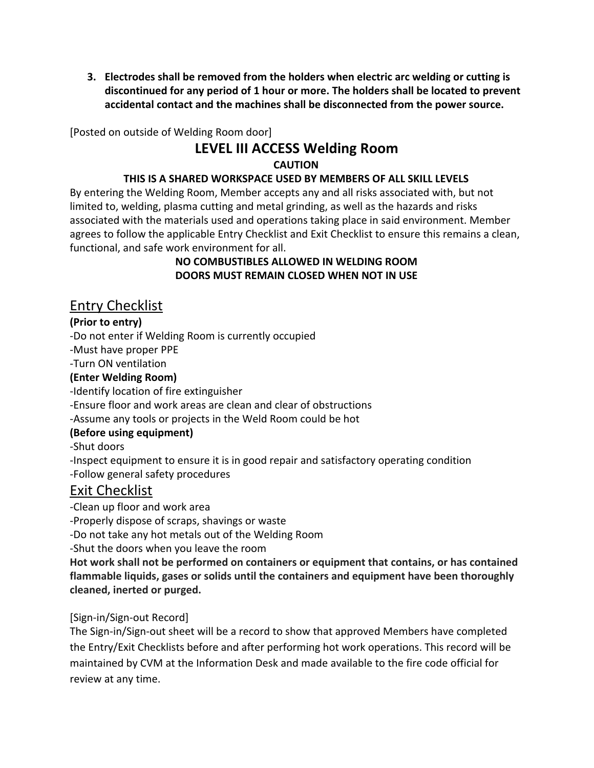3. **Electrodes shall be removed from the holders when electric arc welding or cutting is discontinued for any period of 1 hour or more. The holders shall be located to prevent accidental contact and the machines shall be disconnected from the power source.**

[Posted on outside of Welding Room door]

# LEVEL III ACCESS Welding Room

**CAUTION**

**THIS IS A SHARED WORKSPACE USED BY MEMBERS OF ALL SKILL LEVELS**

By entering the Welding Room, Member accepts any and all risks associated with, but not limited to, welding, plasma cutting and metal grinding, as well as the hazards and risks associated with the materials used and operations taking place in said environment. Member agrees to follow the applicable Entry Checklist and Exit Checklist to ensure this remains a clean, functional, and safe work environment for all.

**NO COMBUSTIBLES ALLOWED IN WELDING ROOM**
**DOORS MUST REMAIN CLOSED WHEN NOT IN USE**

## Entry Checklist

**(Prior to entry)**

-Do not enter if Welding Room is currently occupied
-Must have proper PPE
-Turn ON ventilation

**(Enter Welding Room)**

-Identify location of fire extinguisher
-Ensure floor and work areas are clean and clear of obstructions
-Assume any tools or projects in the Weld Room could be hot

**(Before using equipment)**

-Shut doors
-Inspect equipment to ensure it is in good repair and satisfactory operating condition
-Follow general safety procedures

## Exit Checklist

-Clean up floor and work area
-Properly dispose of scraps, shavings or waste
-Do not take any hot metals out of the Welding Room
-Shut the doors when you leave the room

**Hot work shall not be performed on containers or equipment that contains, or has contained flammable liquids, gases or solids until the containers and equipment have been thoroughly cleaned, inerted or purged.**

[Sign-in/Sign-out Record]

The Sign-in/Sign-out sheet will be a record to show that approved Members have completed the Entry/Exit Checklists before and after performing hot work operations. This record will be maintained by CVM at the Information Desk and made available to the fire code official for review at any time.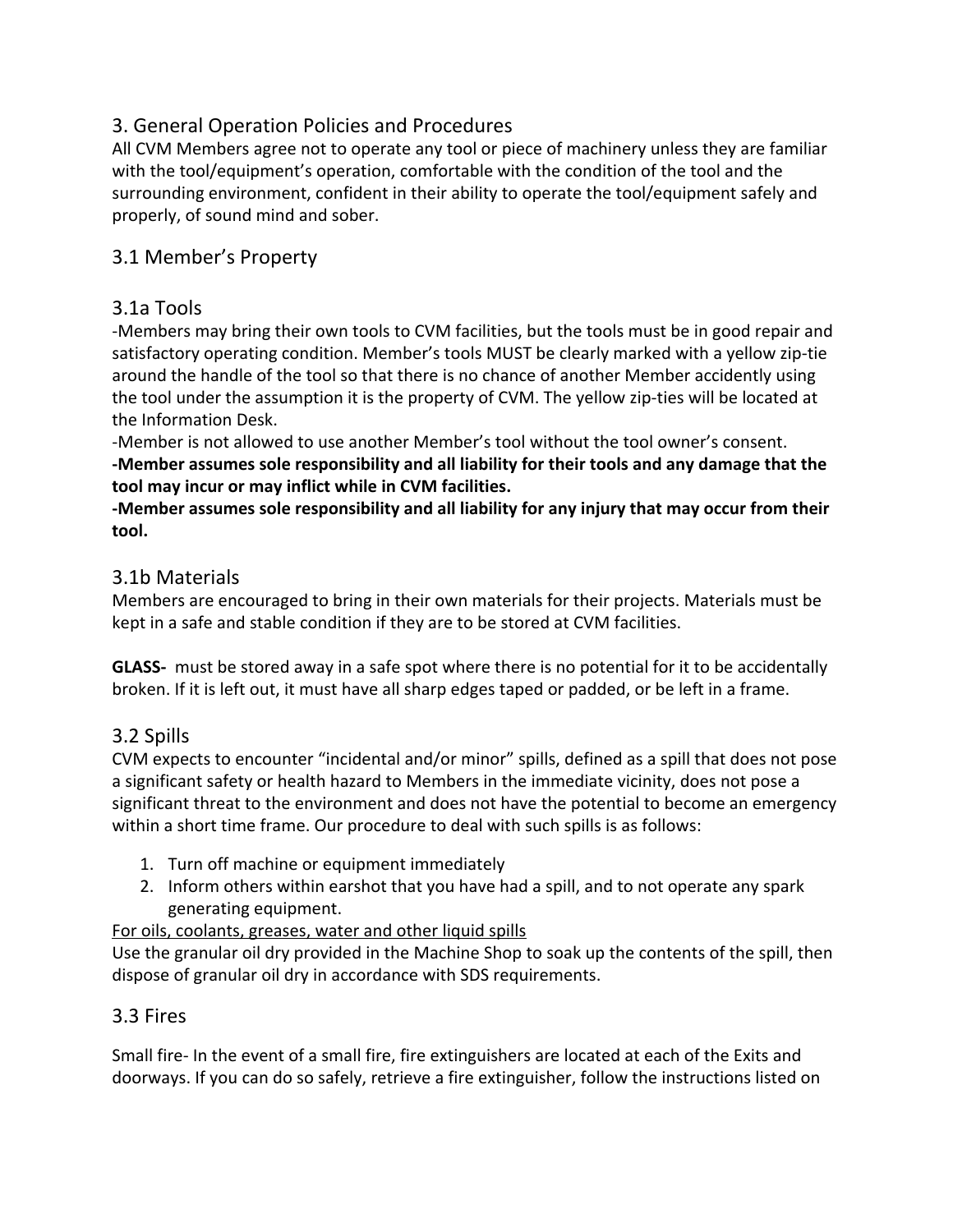## 3. General Operation Policies and Procedures

All CVM Members agree not to operate any tool or piece of machinery unless they are familiar with the tool/equipment's operation, comfortable with the condition of the tool and the surrounding environment, confident in their ability to operate the tool/equipment safely and properly, of sound mind and sober.

### 3.1 Member's Property

### 3.1a Tools

-Members may bring their own tools to CVM facilities, but the tools must be in good repair and satisfactory operating condition. Member's tools MUST be clearly marked with a yellow zip-tie around the handle of the tool so that there is no chance of another Member accidently using the tool under the assumption it is the property of CVM. The yellow zip-ties will be located at the Information Desk.

-Member is not allowed to use another Member's tool without the tool owner's consent.

**-Member assumes sole responsibility and all liability for their tools and any damage that the tool may incur or may inflict while in CVM facilities.**

**-Member assumes sole responsibility and all liability for any injury that may occur from their tool.**

### 3.1b Materials

Members are encouraged to bring in their own materials for their projects. Materials must be kept in a safe and stable condition if they are to be stored at CVM facilities.

**GLASS-** must be stored away in a safe spot where there is no potential for it to be accidentally broken. If it is left out, it must have all sharp edges taped or padded, or be left in a frame.

### 3.2 Spills

CVM expects to encounter "incidental and/or minor" spills, defined as a spill that does not pose a significant safety or health hazard to Members in the immediate vicinity, does not pose a significant threat to the environment and does not have the potential to become an emergency within a short time frame. Our procedure to deal with such spills is as follows:

1. Turn off machine or equipment immediately
2. Inform others within earshot that you have had a spill, and to not operate any spark generating equipment.

<u>For oils, coolants, greases, water and other liquid spills</u>

Use the granular oil dry provided in the Machine Shop to soak up the contents of the spill, then dispose of granular oil dry in accordance with SDS requirements.

### 3.3 Fires

Small fire- In the event of a small fire, fire extinguishers are located at each of the Exits and doorways. If you can do so safely, retrieve a fire extinguisher, follow the instructions listed on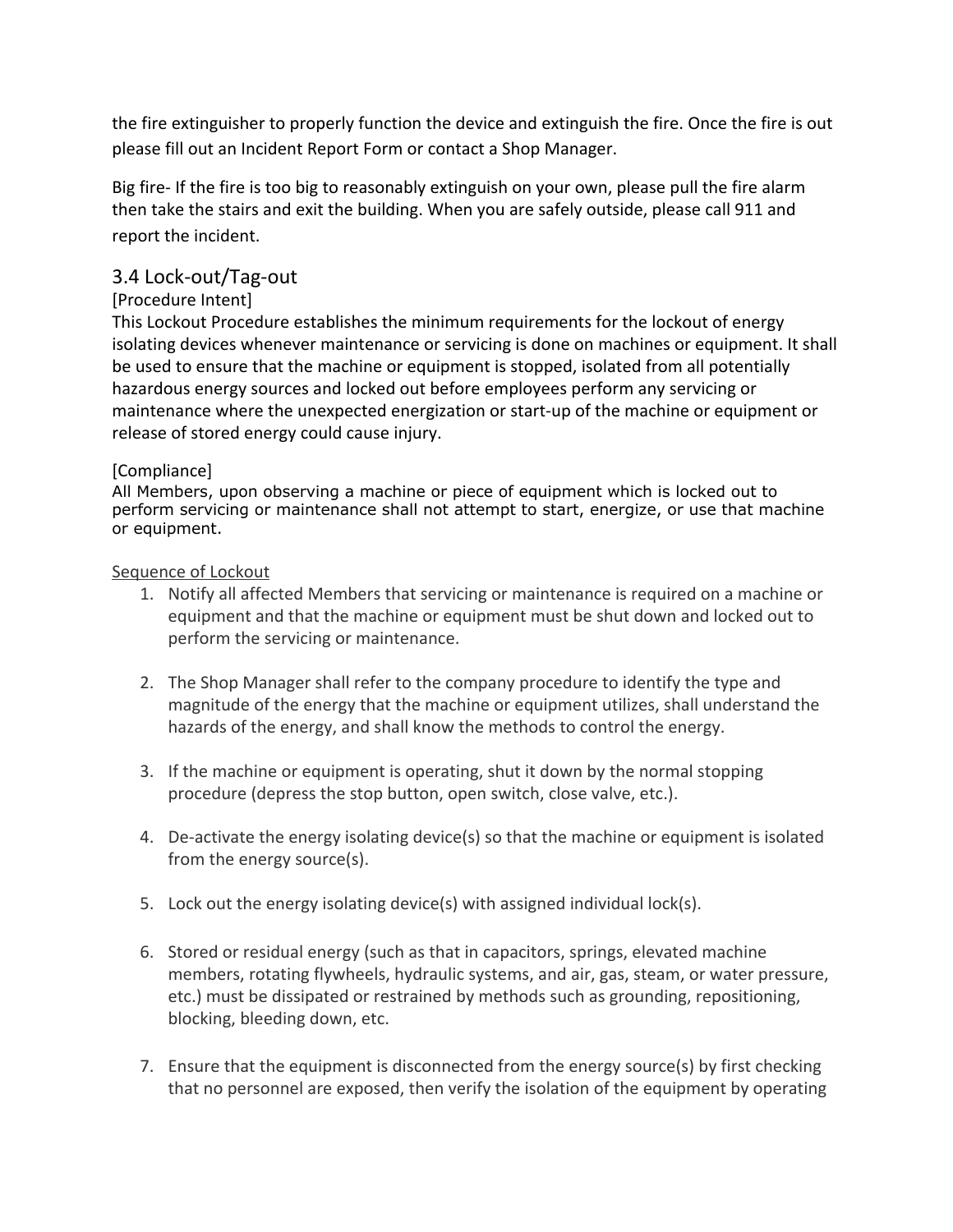the fire extinguisher to properly function the device and extinguish the fire. Once the fire is out please fill out an Incident Report Form or contact a Shop Manager.

Big fire- If the fire is too big to reasonably extinguish on your own, please pull the fire alarm then take the stairs and exit the building. When you are safely outside, please call 911 and report the incident.

## 3.4 Lock-out/Tag-out

[Procedure Intent]
This Lockout Procedure establishes the minimum requirements for the lockout of energy isolating devices whenever maintenance or servicing is done on machines or equipment. It shall be used to ensure that the machine or equipment is stopped, isolated from all potentially hazardous energy sources and locked out before employees perform any servicing or maintenance where the unexpected energization or start-up of the machine or equipment or release of stored energy could cause injury.

[Compliance]
All Members, upon observing a machine or piece of equipment which is locked out to perform servicing or maintenance shall not attempt to start, energize, or use that machine or equipment.

<u>Sequence of Lockout</u>

1. Notify all affected Members that servicing or maintenance is required on a machine or equipment and that the machine or equipment must be shut down and locked out to perform the servicing or maintenance.

2. The Shop Manager shall refer to the company procedure to identify the type and magnitude of the energy that the machine or equipment utilizes, shall understand the hazards of the energy, and shall know the methods to control the energy.

3. If the machine or equipment is operating, shut it down by the normal stopping procedure (depress the stop button, open switch, close valve, etc.).

4. De-activate the energy isolating device(s) so that the machine or equipment is isolated from the energy source(s).

5. Lock out the energy isolating device(s) with assigned individual lock(s).

6. Stored or residual energy (such as that in capacitors, springs, elevated machine members, rotating flywheels, hydraulic systems, and air, gas, steam, or water pressure, etc.) must be dissipated or restrained by methods such as grounding, repositioning, blocking, bleeding down, etc.

7. Ensure that the equipment is disconnected from the energy source(s) by first checking that no personnel are exposed, then verify the isolation of the equipment by operating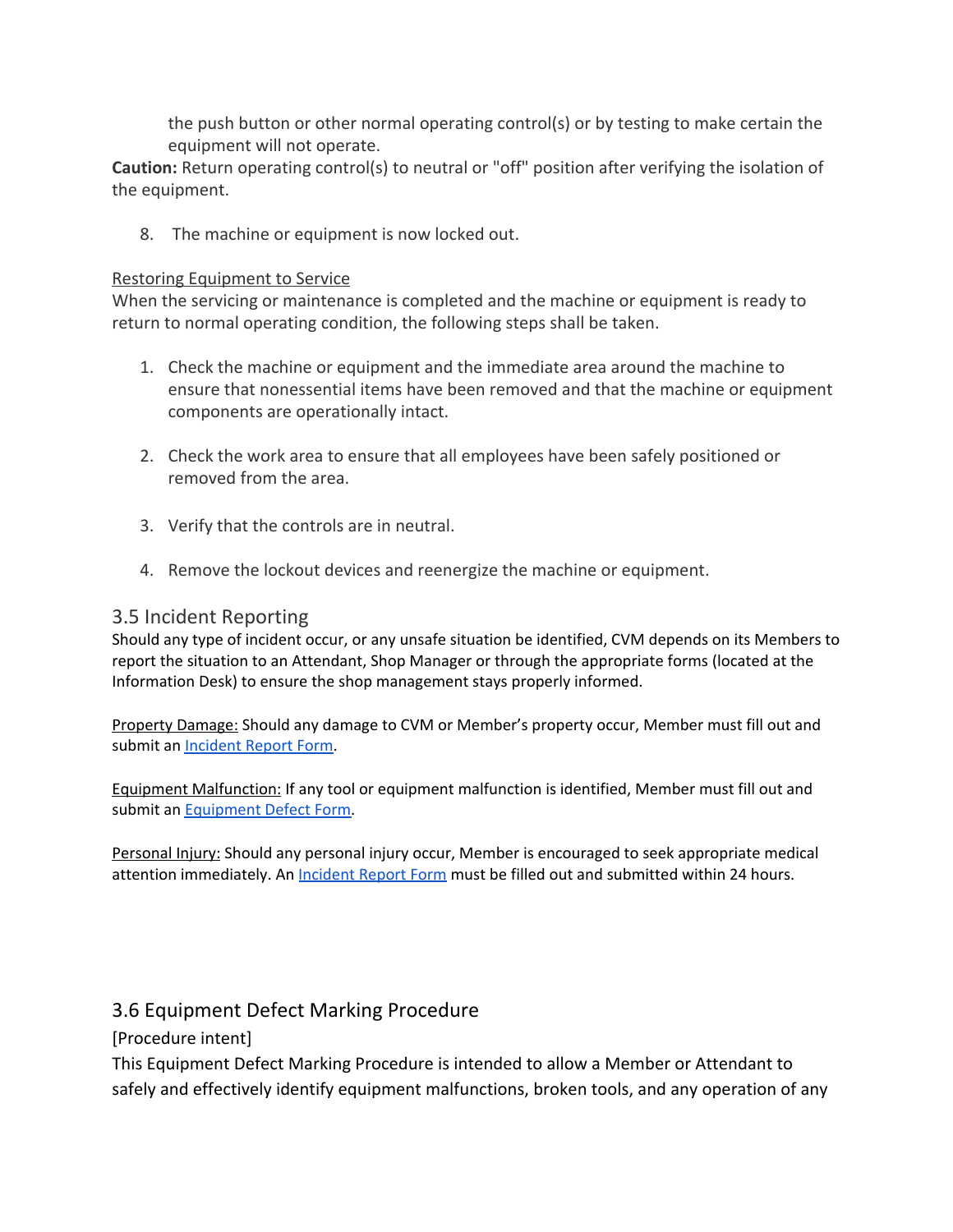the push button or other normal operating control(s) or by testing to make certain the equipment will not operate.

**Caution:** Return operating control(s) to neutral or "off" position after verifying the isolation of the equipment.

8. The machine or equipment is now locked out.

Restoring Equipment to Service

When the servicing or maintenance is completed and the machine or equipment is ready to return to normal operating condition, the following steps shall be taken.

1. Check the machine or equipment and the immediate area around the machine to ensure that nonessential items have been removed and that the machine or equipment components are operationally intact.

2. Check the work area to ensure that all employees have been safely positioned or removed from the area.

3. Verify that the controls are in neutral.

4. Remove the lockout devices and reenergize the machine or equipment.

## 3.5 Incident Reporting

Should any type of incident occur, or any unsafe situation be identified, CVM depends on its Members to report the situation to an Attendant, Shop Manager or through the appropriate forms (located at the Information Desk) to ensure the shop management stays properly informed.

Property Damage: Should any damage to CVM or Member's property occur, Member must fill out and submit an Incident Report Form.

Equipment Malfunction: If any tool or equipment malfunction is identified, Member must fill out and submit an Equipment Defect Form.

Personal Injury: Should any personal injury occur, Member is encouraged to seek appropriate medical attention immediately. An Incident Report Form must be filled out and submitted within 24 hours.

## 3.6 Equipment Defect Marking Procedure

[Procedure intent]

This Equipment Defect Marking Procedure is intended to allow a Member or Attendant to safely and effectively identify equipment malfunctions, broken tools, and any operation of any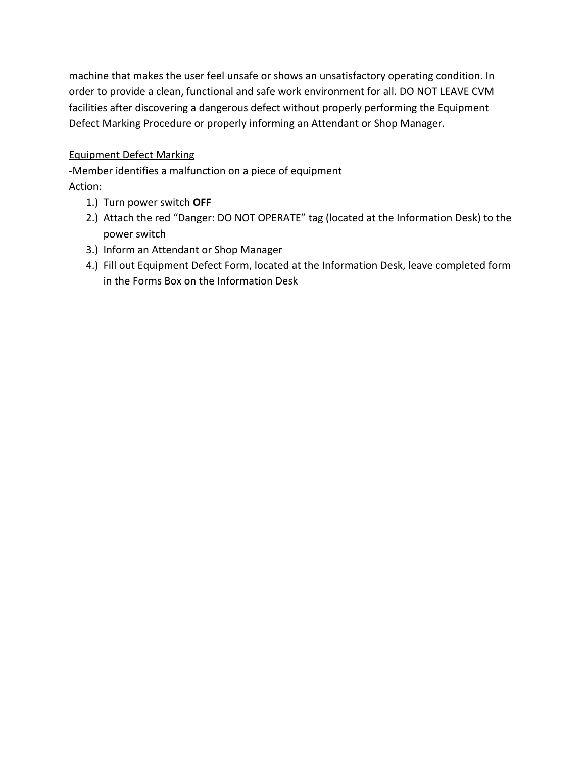machine that makes the user feel unsafe or shows an unsatisfactory operating condition. In order to provide a clean, functional and safe work environment for all. DO NOT LEAVE CVM facilities after discovering a dangerous defect without properly performing the Equipment Defect Marking Procedure or properly informing an Attendant or Shop Manager.

<u>Equipment Defect Marking</u>

-Member identifies a malfunction on a piece of equipment

Action:

1.) Turn power switch **OFF**
2.) Attach the red “Danger: DO NOT OPERATE” tag (located at the Information Desk) to the power switch
3.) Inform an Attendant or Shop Manager
4.) Fill out Equipment Defect Form, located at the Information Desk, leave completed form in the Forms Box on the Information Desk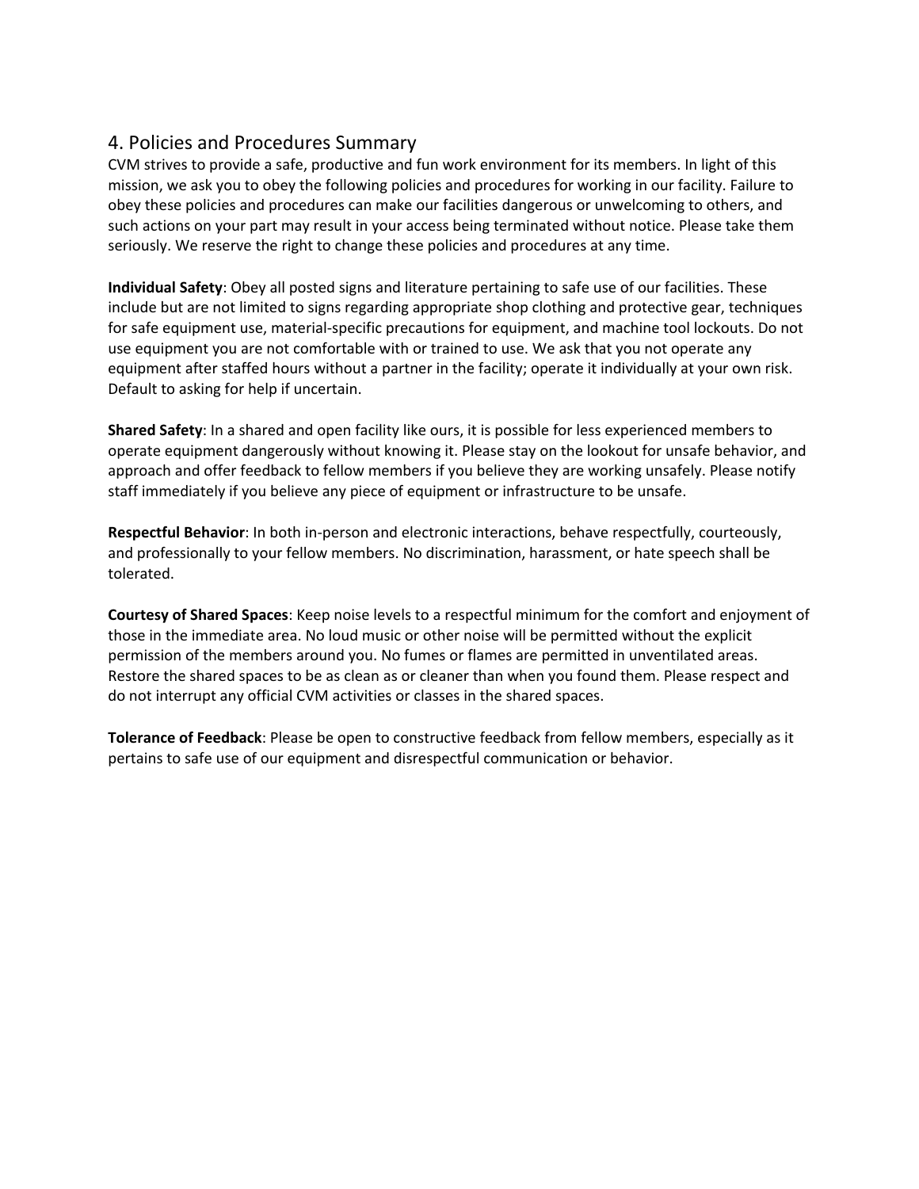## 4. Policies and Procedures Summary

CVM strives to provide a safe, productive and fun work environment for its members. In light of this mission, we ask you to obey the following policies and procedures for working in our facility. Failure to obey these policies and procedures can make our facilities dangerous or unwelcoming to others, and such actions on your part may result in your access being terminated without notice. Please take them seriously. We reserve the right to change these policies and procedures at any time.

**Individual Safety**: Obey all posted signs and literature pertaining to safe use of our facilities. These include but are not limited to signs regarding appropriate shop clothing and protective gear, techniques for safe equipment use, material-specific precautions for equipment, and machine tool lockouts. Do not use equipment you are not comfortable with or trained to use. We ask that you not operate any equipment after staffed hours without a partner in the facility; operate it individually at your own risk. Default to asking for help if uncertain.

**Shared Safety**: In a shared and open facility like ours, it is possible for less experienced members to operate equipment dangerously without knowing it. Please stay on the lookout for unsafe behavior, and approach and offer feedback to fellow members if you believe they are working unsafely. Please notify staff immediately if you believe any piece of equipment or infrastructure to be unsafe.

**Respectful Behavior**: In both in-person and electronic interactions, behave respectfully, courteously, and professionally to your fellow members. No discrimination, harassment, or hate speech shall be tolerated.

**Courtesy of Shared Spaces**: Keep noise levels to a respectful minimum for the comfort and enjoyment of those in the immediate area. No loud music or other noise will be permitted without the explicit permission of the members around you. No fumes or flames are permitted in unventilated areas. Restore the shared spaces to be as clean as or cleaner than when you found them. Please respect and do not interrupt any official CVM activities or classes in the shared spaces.

**Tolerance of Feedback**: Please be open to constructive feedback from fellow members, especially as it pertains to safe use of our equipment and disrespectful communication or behavior.